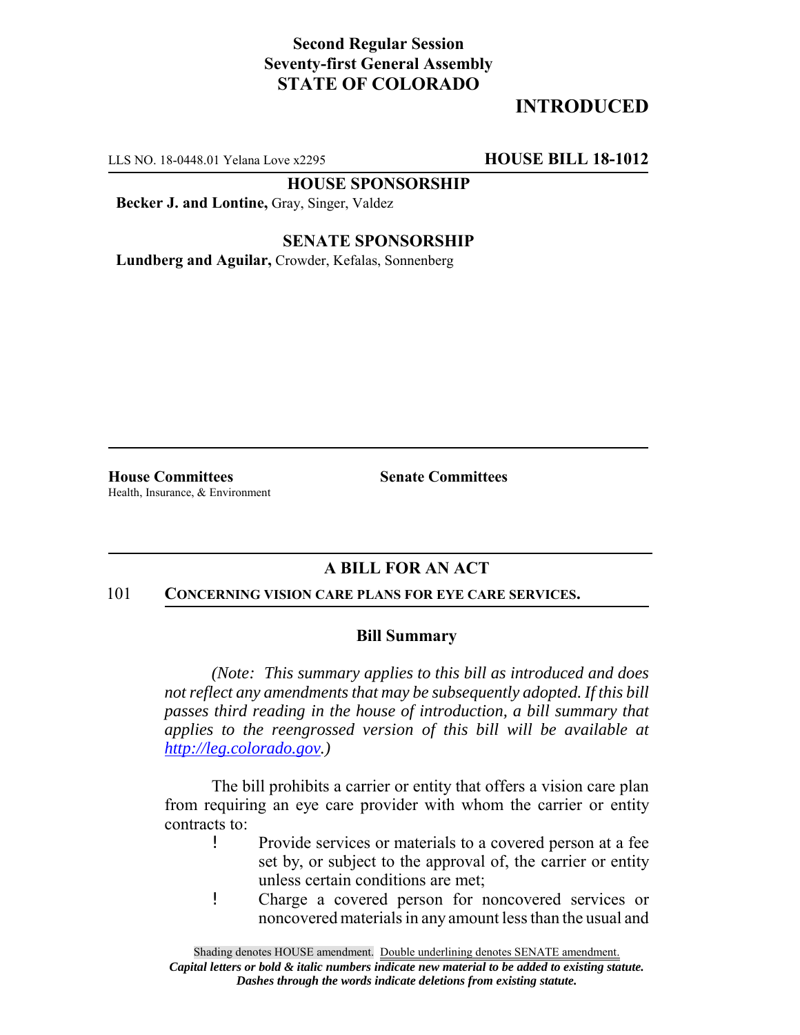**Second Regular Session**
**Seventy-first General Assembly**
**STATE OF COLORADO**

# INTRODUCED

LLS NO. 18-0448.01 Yelana Love x2295 **HOUSE BILL 18-1012**

**HOUSE SPONSORSHIP**

**Becker J. and Lontine,** Gray, Singer, Valdez

**SENATE SPONSORSHIP**

**Lundberg and Aguilar,** Crowder, Kefalas, Sonnenberg

**House Committees**
Health, Insurance, & Environment

**Senate Committees**

## A BILL FOR AN ACT

101 **CONCERNING VISION CARE PLANS FOR EYE CARE SERVICES.**

### Bill Summary

*(Note: This summary applies to this bill as introduced and does not reflect any amendments that may be subsequently adopted. If this bill passes third reading in the house of introduction, a bill summary that applies to the reengrossed version of this bill will be available at http://leg.colorado.gov.)*

The bill prohibits a carrier or entity that offers a vision care plan from requiring an eye care provider with whom the carrier or entity contracts to:

- Provide services or materials to a covered person at a fee set by, or subject to the approval of, the carrier or entity unless certain conditions are met;
- Charge a covered person for noncovered services or noncovered materials in any amount less than the usual and

Shading denotes HOUSE amendment. Double underlining denotes SENATE amendment.
*Capital letters or bold & italic numbers indicate new material to be added to existing statute.*
*Dashes through the words indicate deletions from existing statute.*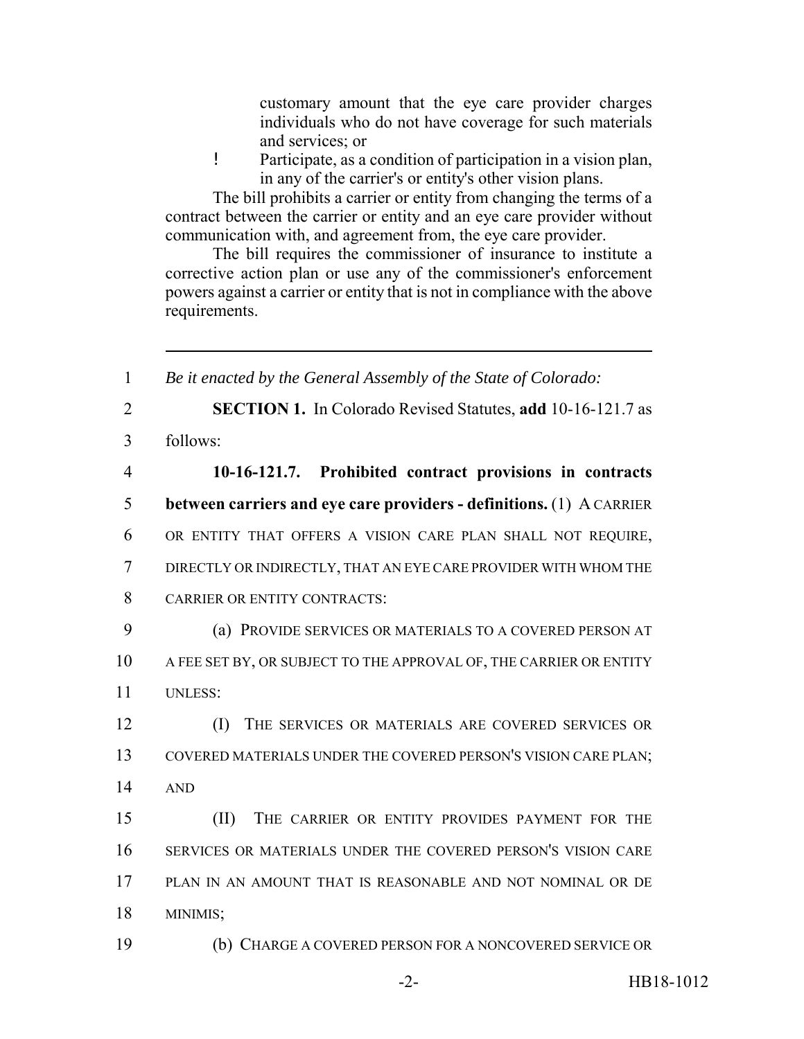customary amount that the eye care provider charges individuals who do not have coverage for such materials and services; or

- Participate, as a condition of participation in a vision plan, in any of the carrier's or entity's other vision plans.

The bill prohibits a carrier or entity from changing the terms of a contract between the carrier or entity and an eye care provider without communication with, and agreement from, the eye care provider.

The bill requires the commissioner of insurance to institute a corrective action plan or use any of the commissioner's enforcement powers against a carrier or entity that is not in compliance with the above requirements.

---

1 *Be it enacted by the General Assembly of the State of Colorado:*

2 **SECTION 1.** In Colorado Revised Statutes, **add** 10-16-121.7 as
3 follows:

4 **10-16-121.7. Prohibited contract provisions in contracts**
5 **between carriers and eye care providers - definitions.** (1) A CARRIER
6 OR ENTITY THAT OFFERS A VISION CARE PLAN SHALL NOT REQUIRE,
7 DIRECTLY OR INDIRECTLY, THAT AN EYE CARE PROVIDER WITH WHOM THE
8 CARRIER OR ENTITY CONTRACTS:

9 (a) PROVIDE SERVICES OR MATERIALS TO A COVERED PERSON AT
10 A FEE SET BY, OR SUBJECT TO THE APPROVAL OF, THE CARRIER OR ENTITY
11 UNLESS:

12 (I) THE SERVICES OR MATERIALS ARE COVERED SERVICES OR
13 COVERED MATERIALS UNDER THE COVERED PERSON'S VISION CARE PLAN;
14 AND

15 (II) THE CARRIER OR ENTITY PROVIDES PAYMENT FOR THE
16 SERVICES OR MATERIALS UNDER THE COVERED PERSON'S VISION CARE
17 PLAN IN AN AMOUNT THAT IS REASONABLE AND NOT NOMINAL OR DE
18 MINIMIS;

19 (b) CHARGE A COVERED PERSON FOR A NONCOVERED SERVICE OR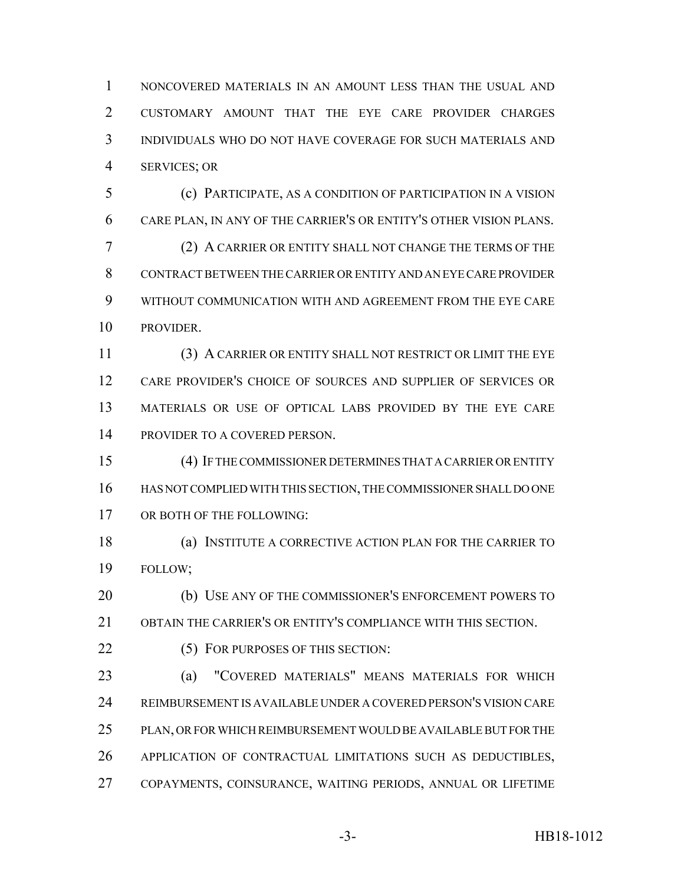NONCOVERED MATERIALS IN AN AMOUNT LESS THAN THE USUAL AND CUSTOMARY AMOUNT THAT THE EYE CARE PROVIDER CHARGES INDIVIDUALS WHO DO NOT HAVE COVERAGE FOR SUCH MATERIALS AND SERVICES; OR

(c) PARTICIPATE, AS A CONDITION OF PARTICIPATION IN A VISION CARE PLAN, IN ANY OF THE CARRIER'S OR ENTITY'S OTHER VISION PLANS.

(2) A CARRIER OR ENTITY SHALL NOT CHANGE THE TERMS OF THE CONTRACT BETWEEN THE CARRIER OR ENTITY AND AN EYE CARE PROVIDER WITHOUT COMMUNICATION WITH AND AGREEMENT FROM THE EYE CARE PROVIDER.

(3) A CARRIER OR ENTITY SHALL NOT RESTRICT OR LIMIT THE EYE CARE PROVIDER'S CHOICE OF SOURCES AND SUPPLIER OF SERVICES OR MATERIALS OR USE OF OPTICAL LABS PROVIDED BY THE EYE CARE PROVIDER TO A COVERED PERSON.

(4) IF THE COMMISSIONER DETERMINES THAT A CARRIER OR ENTITY HAS NOT COMPLIED WITH THIS SECTION, THE COMMISSIONER SHALL DO ONE OR BOTH OF THE FOLLOWING:

(a) INSTITUTE A CORRECTIVE ACTION PLAN FOR THE CARRIER TO FOLLOW;

(b) USE ANY OF THE COMMISSIONER'S ENFORCEMENT POWERS TO OBTAIN THE CARRIER'S OR ENTITY'S COMPLIANCE WITH THIS SECTION.

(5) FOR PURPOSES OF THIS SECTION:

(a) "COVERED MATERIALS" MEANS MATERIALS FOR WHICH REIMBURSEMENT IS AVAILABLE UNDER A COVERED PERSON'S VISION CARE PLAN, OR FOR WHICH REIMBURSEMENT WOULD BE AVAILABLE BUT FOR THE APPLICATION OF CONTRACTUAL LIMITATIONS SUCH AS DEDUCTIBLES, COPAYMENTS, COINSURANCE, WAITING PERIODS, ANNUAL OR LIFETIME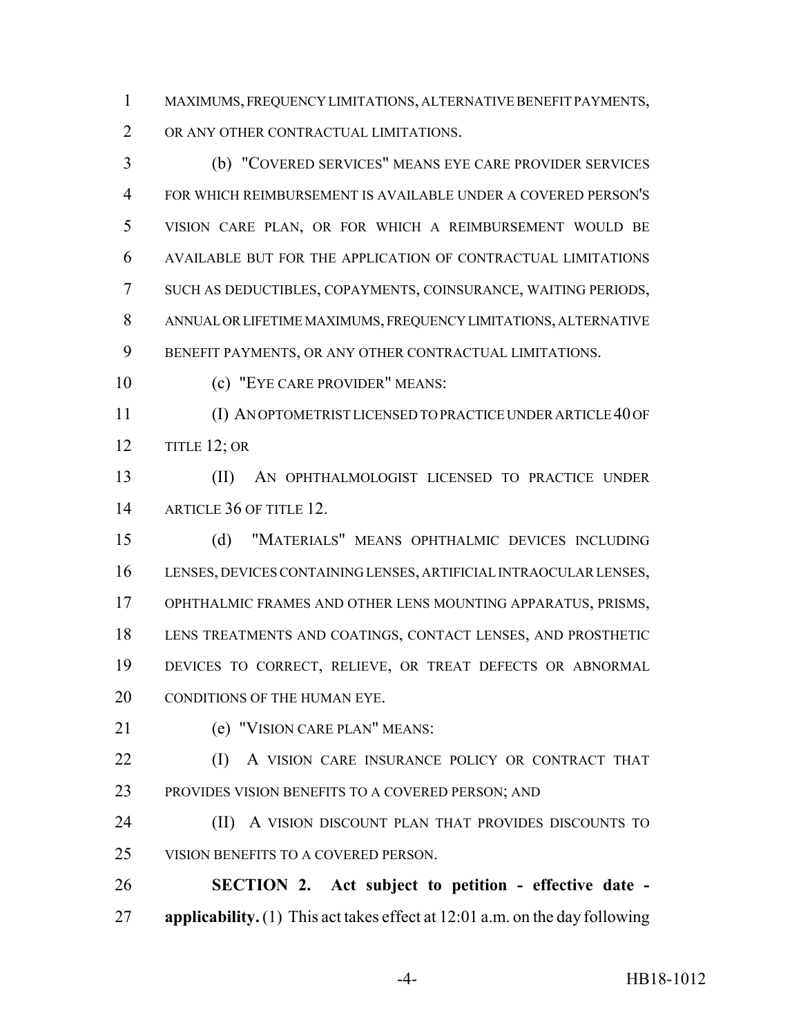MAXIMUMS, FREQUENCY LIMITATIONS, ALTERNATIVE BENEFIT PAYMENTS, OR ANY OTHER CONTRACTUAL LIMITATIONS.

(b) "COVERED SERVICES" MEANS EYE CARE PROVIDER SERVICES FOR WHICH REIMBURSEMENT IS AVAILABLE UNDER A COVERED PERSON'S VISION CARE PLAN, OR FOR WHICH A REIMBURSEMENT WOULD BE AVAILABLE BUT FOR THE APPLICATION OF CONTRACTUAL LIMITATIONS SUCH AS DEDUCTIBLES, COPAYMENTS, COINSURANCE, WAITING PERIODS, ANNUAL OR LIFETIME MAXIMUMS, FREQUENCY LIMITATIONS, ALTERNATIVE BENEFIT PAYMENTS, OR ANY OTHER CONTRACTUAL LIMITATIONS.

(c) "EYE CARE PROVIDER" MEANS:

(I) AN OPTOMETRIST LICENSED TO PRACTICE UNDER ARTICLE 40 OF TITLE 12; OR

(II) AN OPHTHALMOLOGIST LICENSED TO PRACTICE UNDER ARTICLE 36 OF TITLE 12.

(d) "MATERIALS" MEANS OPHTHALMIC DEVICES INCLUDING LENSES, DEVICES CONTAINING LENSES, ARTIFICIAL INTRAOCULAR LENSES, OPHTHALMIC FRAMES AND OTHER LENS MOUNTING APPARATUS, PRISMS, LENS TREATMENTS AND COATINGS, CONTACT LENSES, AND PROSTHETIC DEVICES TO CORRECT, RELIEVE, OR TREAT DEFECTS OR ABNORMAL CONDITIONS OF THE HUMAN EYE.

(e) "VISION CARE PLAN" MEANS:

(I) A VISION CARE INSURANCE POLICY OR CONTRACT THAT PROVIDES VISION BENEFITS TO A COVERED PERSON; AND

(II) A VISION DISCOUNT PLAN THAT PROVIDES DISCOUNTS TO VISION BENEFITS TO A COVERED PERSON.

**SECTION 2. Act subject to petition - effective date - applicability.** (1) This act takes effect at 12:01 a.m. on the day following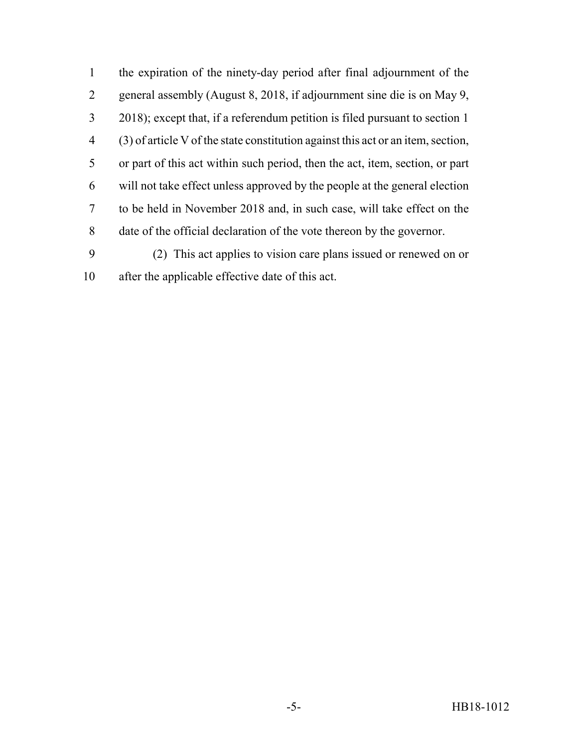the expiration of the ninety-day period after final adjournment of the general assembly (August 8, 2018, if adjournment sine die is on May 9, 2018); except that, if a referendum petition is filed pursuant to section 1 (3) of article V of the state constitution against this act or an item, section, or part of this act within such period, then the act, item, section, or part will not take effect unless approved by the people at the general election to be held in November 2018 and, in such case, will take effect on the date of the official declaration of the vote thereon by the governor.

(2) This act applies to vision care plans issued or renewed on or after the applicable effective date of this act.